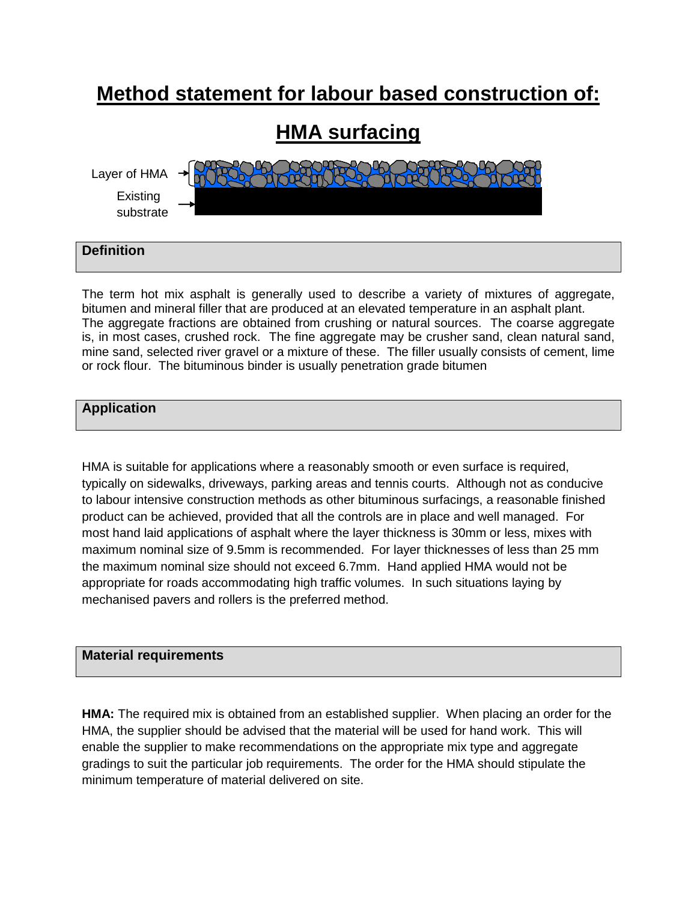# Method statement for labour based construction of:

# HMA surfacing

Layer of HMA

Existing substrate

## Definition

The term hot mix asphalt is generally used to describe a variety of mixtures of aggregate, bitumen and mineral filler that are produced at an elevated temperature in an asphalt plant. The aggregate fractions are obtained from crushing or natural sources. The coarse aggregate is, in most cases, crushed rock. The fine aggregate may be crusher sand, clean natural sand, mine sand, selected river gravel or a mixture of these. The filler usually consists of cement, lime or rock flour. The bituminous binder is usually penetration grade bitumen

## Application

HMA is suitable for applications where a reasonably smooth or even surface is required, typically on sidewalks, driveways, parking areas and tennis courts. Although not as conducive to labour intensive construction methods as other bituminous surfacings, a reasonable finished product can be achieved, provided that all the controls are in place and well managed. For most hand laid applications of asphalt where the layer thickness is 30mm or less, mixes with maximum nominal size of 9.5mm is recommended. For layer thicknesses of less than 25 mm the maximum nominal size should not exceed 6.7mm. Hand applied HMA would not be appropriate for roads accommodating high traffic volumes. In such situations laying by mechanised pavers and rollers is the preferred method.

## Material requirements

**HMA:** The required mix is obtained from an established supplier. When placing an order for the HMA, the supplier should be advised that the material will be used for hand work. This will enable the supplier to make recommendations on the appropriate mix type and aggregate gradings to suit the particular job requirements. The order for the HMA should stipulate the minimum temperature of material delivered on site.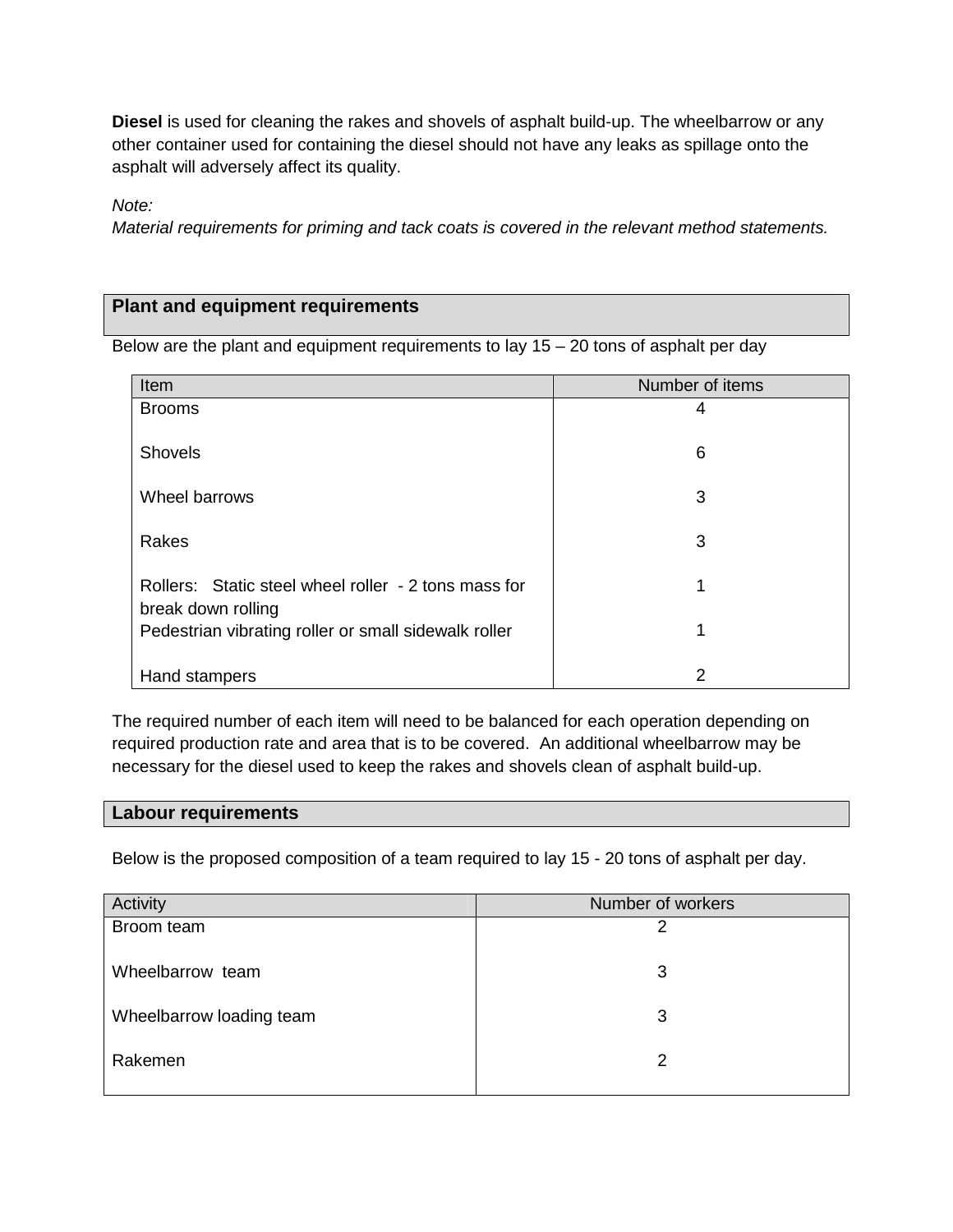**Diesel** is used for cleaning the rakes and shovels of asphalt build-up. The wheelbarrow or any other container used for containing the diesel should not have any leaks as spillage onto the asphalt will adversely affect its quality.

*Note:*
*Material requirements for priming and tack coats is covered in the relevant method statements.*

## Plant and equipment requirements

Below are the plant and equipment requirements to lay 15 – 20 tons of asphalt per day

| Item | Number of items |
|---|---|
| Brooms | 4 |
| Shovels | 6 |
| Wheel barrows | 3 |
| Rakes | 3 |
| Rollers: Static steel wheel roller - 2 tons mass for break down rolling | 1 |
| Pedestrian vibrating roller or small sidewalk roller | 1 |
| Hand stampers | 2 |

The required number of each item will need to be balanced for each operation depending on required production rate and area that is to be covered. An additional wheelbarrow may be necessary for the diesel used to keep the rakes and shovels clean of asphalt build-up.

## Labour requirements

Below is the proposed composition of a team required to lay 15 - 20 tons of asphalt per day.

| Activity | Number of workers |
|---|---|
| Broom team | 2 |
| Wheelbarrow team | 3 |
| Wheelbarrow loading team | 3 |
| Rakemen | 2 |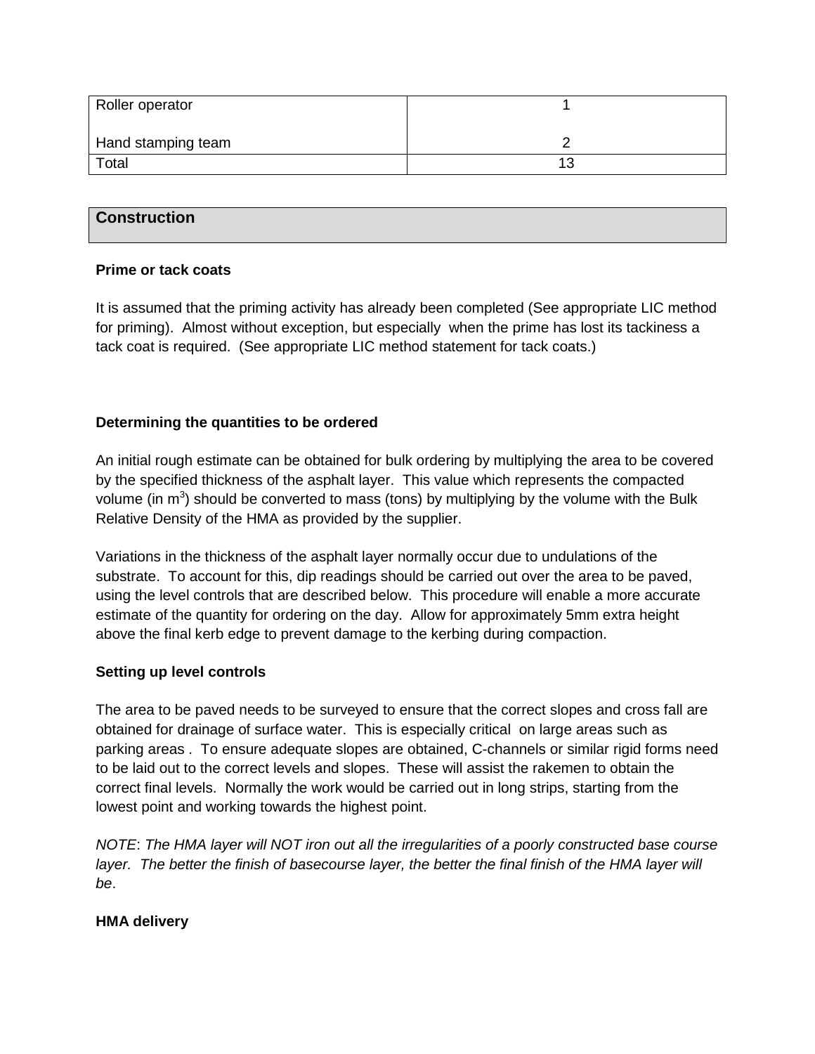| | |
|---|---|
| Roller operator<br><br>Hand stamping team | 1<br><br>2 |
| Total | 13 |

## Construction

**Prime or tack coats**

It is assumed that the priming activity has already been completed (See appropriate LIC method for priming). Almost without exception, but especially when the prime has lost its tackiness a tack coat is required. (See appropriate LIC method statement for tack coats.)

**Determining the quantities to be ordered**

An initial rough estimate can be obtained for bulk ordering by multiplying the area to be covered by the specified thickness of the asphalt layer. This value which represents the compacted volume (in $m^3$) should be converted to mass (tons) by multiplying by the volume with the Bulk Relative Density of the HMA as provided by the supplier.

Variations in the thickness of the asphalt layer normally occur due to undulations of the substrate. To account for this, dip readings should be carried out over the area to be paved, using the level controls that are described below. This procedure will enable a more accurate estimate of the quantity for ordering on the day. Allow for approximately 5mm extra height above the final kerb edge to prevent damage to the kerbing during compaction.

**Setting up level controls**

The area to be paved needs to be surveyed to ensure that the correct slopes and cross fall are obtained for drainage of surface water. This is especially critical on large areas such as parking areas . To ensure adequate slopes are obtained, C-channels or similar rigid forms need to be laid out to the correct levels and slopes. These will assist the rakemen to obtain the correct final levels. Normally the work would be carried out in long strips, starting from the lowest point and working towards the highest point.

*NOTE*: *The HMA layer will NOT iron out all the irregularities of a poorly constructed base course layer. The better the finish of basecourse layer, the better the final finish of the HMA layer will be*.

**HMA delivery**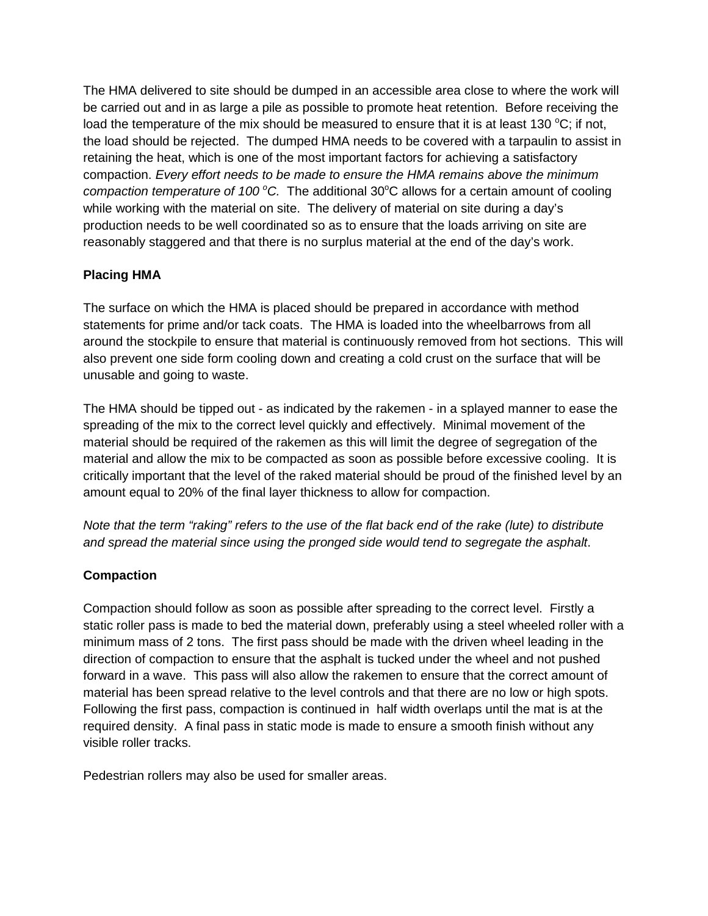The HMA delivered to site should be dumped in an accessible area close to where the work will be carried out and in as large a pile as possible to promote heat retention. Before receiving the load the temperature of the mix should be measured to ensure that it is at least 130 $^{o}$C; if not, the load should be rejected. The dumped HMA needs to be covered with a tarpaulin to assist in retaining the heat, which is one of the most important factors for achieving a satisfactory compaction. *Every effort needs to be made to ensure the HMA remains above the minimum compaction temperature of 100 $^{o}$C.* The additional 30$^{o}$C allows for a certain amount of cooling while working with the material on site. The delivery of material on site during a day's production needs to be well coordinated so as to ensure that the loads arriving on site are reasonably staggered and that there is no surplus material at the end of the day's work.

**Placing HMA**

The surface on which the HMA is placed should be prepared in accordance with method statements for prime and/or tack coats. The HMA is loaded into the wheelbarrows from all around the stockpile to ensure that material is continuously removed from hot sections. This will also prevent one side form cooling down and creating a cold crust on the surface that will be unusable and going to waste.

The HMA should be tipped out - as indicated by the rakemen - in a splayed manner to ease the spreading of the mix to the correct level quickly and effectively. Minimal movement of the material should be required of the rakemen as this will limit the degree of segregation of the material and allow the mix to be compacted as soon as possible before excessive cooling. It is critically important that the level of the raked material should be proud of the finished level by an amount equal to 20% of the final layer thickness to allow for compaction.

*Note that the term "raking" refers to the use of the flat back end of the rake (lute) to distribute and spread the material since using the pronged side would tend to segregate the asphalt*.

**Compaction**

Compaction should follow as soon as possible after spreading to the correct level. Firstly a static roller pass is made to bed the material down, preferably using a steel wheeled roller with a minimum mass of 2 tons. The first pass should be made with the driven wheel leading in the direction of compaction to ensure that the asphalt is tucked under the wheel and not pushed forward in a wave. This pass will also allow the rakemen to ensure that the correct amount of material has been spread relative to the level controls and that there are no low or high spots. Following the first pass, compaction is continued in half width overlaps until the mat is at the required density. A final pass in static mode is made to ensure a smooth finish without any visible roller tracks.

Pedestrian rollers may also be used for smaller areas.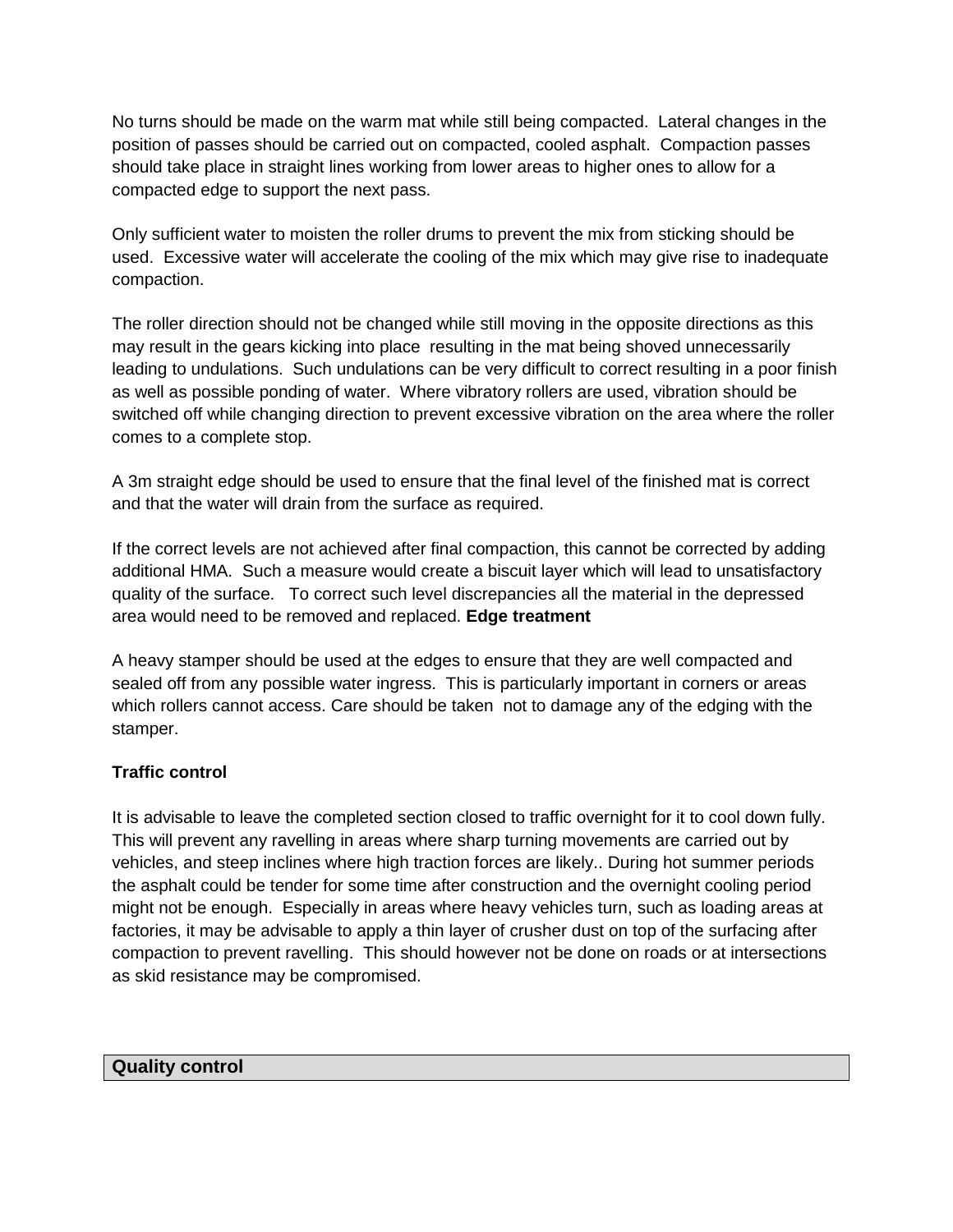No turns should be made on the warm mat while still being compacted. Lateral changes in the position of passes should be carried out on compacted, cooled asphalt. Compaction passes should take place in straight lines working from lower areas to higher ones to allow for a compacted edge to support the next pass.

Only sufficient water to moisten the roller drums to prevent the mix from sticking should be used. Excessive water will accelerate the cooling of the mix which may give rise to inadequate compaction.

The roller direction should not be changed while still moving in the opposite directions as this may result in the gears kicking into place resulting in the mat being shoved unnecessarily leading to undulations. Such undulations can be very difficult to correct resulting in a poor finish as well as possible ponding of water. Where vibratory rollers are used, vibration should be switched off while changing direction to prevent excessive vibration on the area where the roller comes to a complete stop.

A 3m straight edge should be used to ensure that the final level of the finished mat is correct and that the water will drain from the surface as required.

If the correct levels are not achieved after final compaction, this cannot be corrected by adding additional HMA. Such a measure would create a biscuit layer which will lead to unsatisfactory quality of the surface. To correct such level discrepancies all the material in the depressed area would need to be removed and replaced.

**Edge treatment**

A heavy stamper should be used at the edges to ensure that they are well compacted and sealed off from any possible water ingress. This is particularly important in corners or areas which rollers cannot access. Care should be taken not to damage any of the edging with the stamper.

**Traffic control**

It is advisable to leave the completed section closed to traffic overnight for it to cool down fully. This will prevent any ravelling in areas where sharp turning movements are carried out by vehicles, and steep inclines where high traction forces are likely.. During hot summer periods the asphalt could be tender for some time after construction and the overnight cooling period might not be enough. Especially in areas where heavy vehicles turn, such as loading areas at factories, it may be advisable to apply a thin layer of crusher dust on top of the surfacing after compaction to prevent ravelling. This should however not be done on roads or at intersections as skid resistance may be compromised.

## Quality control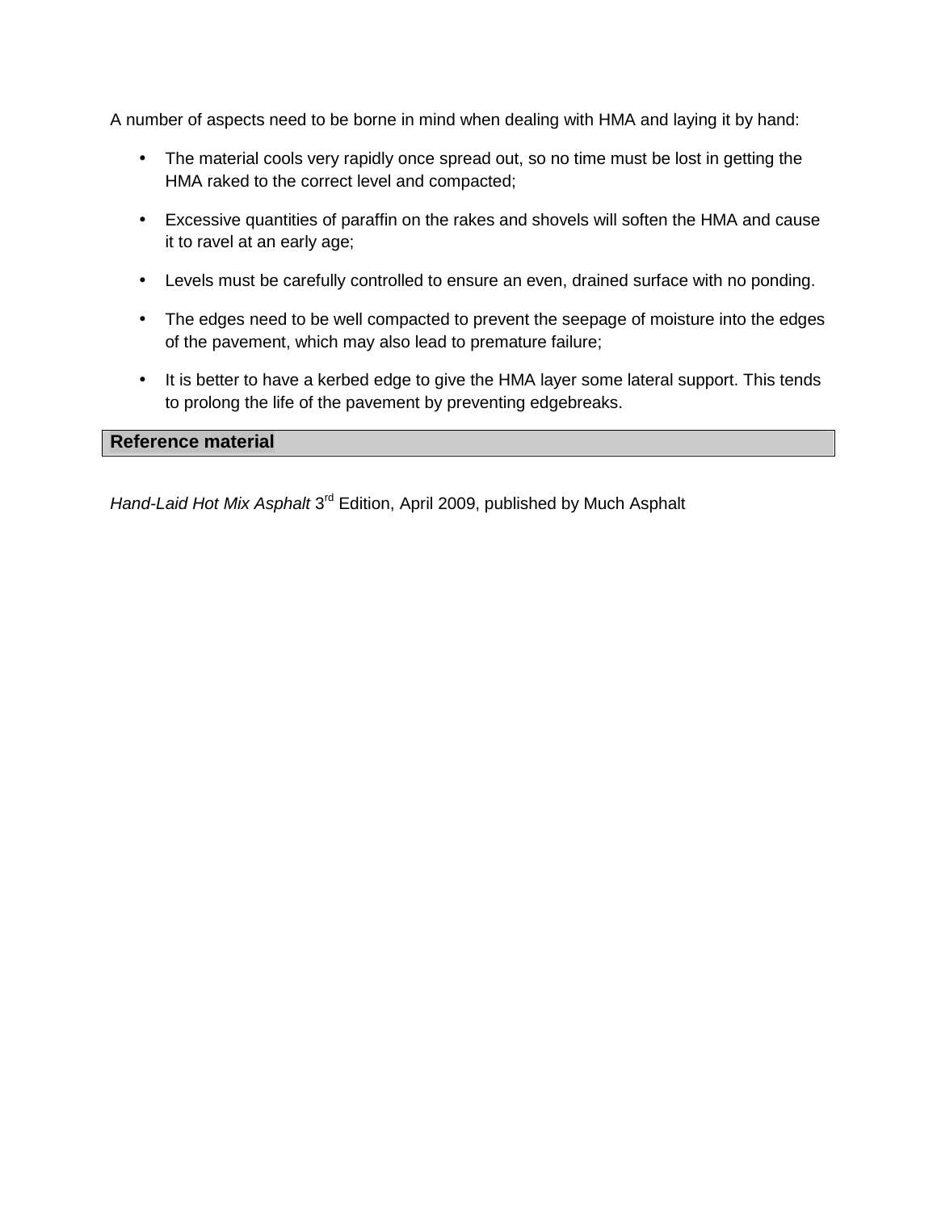A number of aspects need to be borne in mind when dealing with HMA and laying it by hand:

- The material cools very rapidly once spread out, so no time must be lost in getting the HMA raked to the correct level and compacted;
- Excessive quantities of paraffin on the rakes and shovels will soften the HMA and cause it to ravel at an early age;
- Levels must be carefully controlled to ensure an even, drained surface with no ponding.
- The edges need to be well compacted to prevent the seepage of moisture into the edges of the pavement, which may also lead to premature failure;
- It is better to have a kerbed edge to give the HMA layer some lateral support. This tends to prolong the life of the pavement by preventing edgebreaks.

## Reference material

*Hand-Laid Hot Mix Asphalt* 3rd Edition, April 2009, published by Much Asphalt